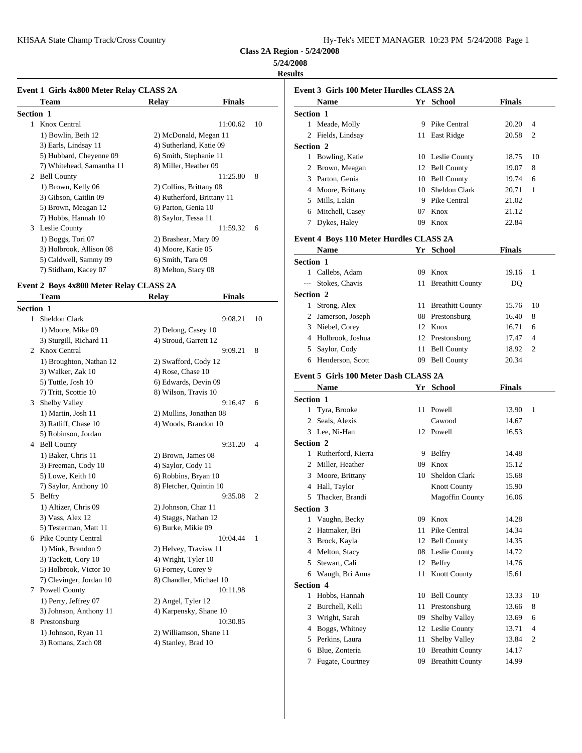**Class 2A Region - 5/24/2008**

**5/24/2008**

**Results**

### Event 1 Girls 4x800 Meter Relay CLASS 2A

| | Team | Relay | Finals | |
|---|---|---|---|---|
| **Section 1** | | | | |
| 1 | Knox Central | | 11:00.62 | 10 |
| | 1) Bowlin, Beth 12 | 2) McDonald, Megan 11 | | |
| | 3) Earls, Lindsay 11 | 4) Sutherland, Katie 09 | | |
| | 5) Hubbard, Cheyenne 09 | 6) Smith, Stephanie 11 | | |
| | 7) Whitehead, Samantha 11 | 8) Miller, Heather 09 | | |
| 2 | Bell County | | 11:25.80 | 8 |
| | 1) Brown, Kelly 06 | 2) Collins, Brittany 08 | | |
| | 3) Gibson, Caitlin 09 | 4) Rutherford, Brittany 11 | | |
| | 5) Brown, Meagan 12 | 6) Parton, Genia 10 | | |
| | 7) Hobbs, Hannah 10 | 8) Saylor, Tessa 11 | | |
| 3 | Leslie County | | 11:59.32 | 6 |
| | 1) Boggs, Tori 07 | 2) Brashear, Mary 09 | | |
| | 3) Holbrook, Allison 08 | 4) Moore, Katie 05 | | |
| | 5) Caldwell, Sammy 09 | 6) Smith, Tara 09 | | |
| | 7) Stidham, Kacey 07 | 8) Melton, Stacy 08 | | |

### Event 2 Boys 4x800 Meter Relay CLASS 2A

| | Team | Relay | Finals | |
|---|---|---|---|---|
| **Section 1** | | | | |
| 1 | Sheldon Clark | | 9:08.21 | 10 |
| | 1) Moore, Mike 09 | 2) Delong, Casey 10 | | |
| | 3) Sturgill, Richard 11 | 4) Stroud, Garrett 12 | | |
| 2 | Knox Central | | 9:09.21 | 8 |
| | 1) Broughton, Nathan 12 | 2) Swafford, Cody 12 | | |
| | 3) Walker, Zak 10 | 4) Rose, Chase 10 | | |
| | 5) Tuttle, Josh 10 | 6) Edwards, Devin 09 | | |
| | 7) Tritt, Scottie 10 | 8) Wilson, Travis 10 | | |
| 3 | Shelby Valley | | 9:16.47 | 6 |
| | 1) Martin, Josh 11 | 2) Mullins, Jonathan 08 | | |
| | 3) Ratliff, Chase 10 | 4) Woods, Brandon 10 | | |
| | 5) Robinson, Jordan | | | |
| 4 | Bell County | | 9:31.20 | 4 |
| | 1) Baker, Chris 11 | 2) Brown, James 08 | | |
| | 3) Freeman, Cody 10 | 4) Saylor, Cody 11 | | |
| | 5) Lowe, Keith 10 | 6) Robbins, Bryan 10 | | |
| | 7) Saylor, Anthony 10 | 8) Fletcher, Quintin 10 | | |
| 5 | Belfry | | 9:35.08 | 2 |
| | 1) Altizer, Chris 09 | 2) Johnson, Chaz 11 | | |
| | 3) Vass, Alex 12 | 4) Staggs, Nathan 12 | | |
| | 5) Testerman, Matt 11 | 6) Burke, Mikie 09 | | |
| 6 | Pike County Central | | 10:04.44 | 1 |
| | 1) Mink, Brandon 9 | 2) Helvey, Travisw 11 | | |
| | 3) Tackett, Cory 10 | 4) Wright, Tyler 10 | | |
| | 5) Holbrook, Victor 10 | 6) Forney, Corey 9 | | |
| | 7) Clevinger, Jordan 10 | 8) Chandler, Michael 10 | | |
| 7 | Powell County | | 10:11.98 | |
| | 1) Perry, Jeffrey 07 | 2) Angel, Tyler 12 | | |
| | 3) Johnson, Anthony 11 | 4) Karpensky, Shane 10 | | |
| 8 | Prestonsburg | | 10:30.85 | |
| | 1) Johnson, Ryan 11 | 2) Williamson, Shane 11 | | |
| | 3) Romans, Zach 08 | 4) Stanley, Brad 10 | | |

### Event 3 Girls 100 Meter Hurdles CLASS 2A

| | Name | Yr | School | Finals | |
|---|---|---|---|---|---|
| **Section 1** | | | | | |
| 1 | Meade, Molly | 9 | Pike Central | 20.20 | 4 |
| 2 | Fields, Lindsay | 11 | East Ridge | 20.58 | 2 |
| **Section 2** | | | | | |
| 1 | Bowling, Katie | 10 | Leslie County | 18.75 | 10 |
| 2 | Brown, Meagan | 12 | Bell County | 19.07 | 8 |
| 3 | Parton, Genia | 10 | Bell County | 19.74 | 6 |
| 4 | Moore, Brittany | 10 | Sheldon Clark | 20.71 | 1 |
| 5 | Mills, Lakin | 9 | Pike Central | 21.02 | |
| 6 | Mitchell, Casey | 07 | Knox | 21.12 | |
| 7 | Dykes, Haley | 09 | Knox | 22.84 | |

### Event 4 Boys 110 Meter Hurdles CLASS 2A

| | Name | Yr | School | Finals | |
|---|---|---|---|---|---|
| **Section 1** | | | | | |
| 1 | Callebs, Adam | 09 | Knox | 19.16 | 1 |
| --- | Stokes, Chavis | 11 | Breathitt County | DQ | |
| **Section 2** | | | | | |
| 1 | Strong, Alex | 11 | Breathitt County | 15.76 | 10 |
| 2 | Jamerson, Joseph | 08 | Prestonsburg | 16.40 | 8 |
| 3 | Niebel, Corey | 12 | Knox | 16.71 | 6 |
| 4 | Holbrook, Joshua | 12 | Prestonsburg | 17.47 | 4 |
| 5 | Saylor, Cody | 11 | Bell County | 18.92 | 2 |
| 6 | Henderson, Scott | 09 | Bell County | 20.34 | |

### Event 5 Girls 100 Meter Dash CLASS 2A

| | Name | Yr | School | Finals | |
|---|---|---|---|---|---|
| **Section 1** | | | | | |
| 1 | Tyra, Brooke | 11 | Powell | 13.90 | 1 |
| 2 | Seals, Alexis | | Cawood | 14.67 | |
| 3 | Lee, Ni-Han | 12 | Powell | 16.53 | |
| **Section 2** | | | | | |
| 1 | Rutherford, Kierra | 9 | Belfry | 14.48 | |
| 2 | Miller, Heather | 09 | Knox | 15.12 | |
| 3 | Moore, Brittany | 10 | Sheldon Clark | 15.68 | |
| 4 | Hall, Taylor | | Knott County | 15.90 | |
| 5 | Thacker, Brandi | | Magoffin County | 16.06 | |
| **Section 3** | | | | | |
| 1 | Vaughn, Becky | 09 | Knox | 14.28 | |
| 2 | Hatmaker, Bri | 11 | Pike Central | 14.34 | |
| 3 | Brock, Kayla | 12 | Bell County | 14.35 | |
| 4 | Melton, Stacy | 08 | Leslie County | 14.72 | |
| 5 | Stewart, Cali | 12 | Belfry | 14.76 | |
| 6 | Waugh, Bri Anna | 11 | Knott County | 15.61 | |
| **Section 4** | | | | | |
| 1 | Hobbs, Hannah | 10 | Bell County | 13.33 | 10 |
| 2 | Burchell, Kelli | 11 | Prestonsburg | 13.66 | 8 |
| 3 | Wright, Sarah | 09 | Shelby Valley | 13.69 | 6 |
| 4 | Boggs, Whitney | 12 | Leslie County | 13.71 | 4 |
| 5 | Perkins, Laura | 11 | Shelby Valley | 13.84 | 2 |
| 6 | Blue, Zonteria | 10 | Breathitt County | 14.17 | |
| 7 | Fugate, Courtney | 09 | Breathitt County | 14.99 | |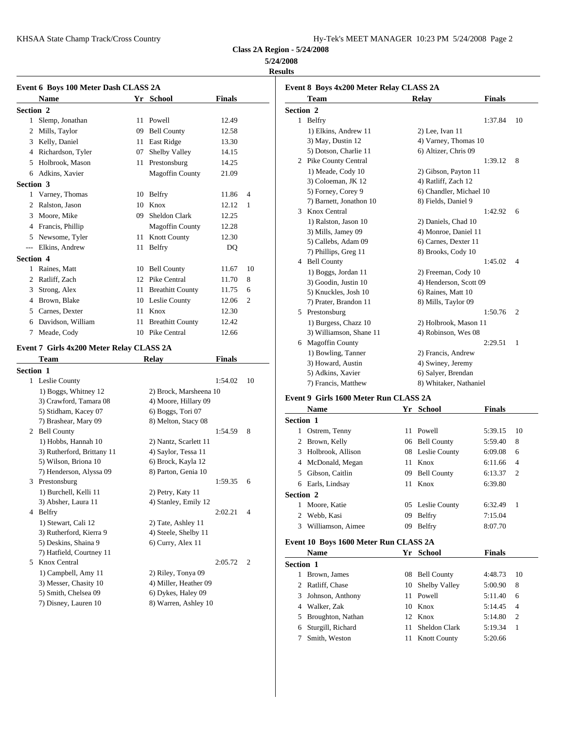**Class 2A Region - 5/24/2008**

**5/24/2008**

**Results**

### Event 6 Boys 100 Meter Dash CLASS 2A

| | Name | Yr | School | Finals | |
|---|---|---|---|---|---|
| **Section 2** | | | | | |
| 1 | Slemp, Jonathan | 11 | Powell | 12.49 | |
| 2 | Mills, Taylor | 09 | Bell County | 12.58 | |
| 3 | Kelly, Daniel | 11 | East Ridge | 13.30 | |
| 4 | Richardson, Tyler | 07 | Shelby Valley | 14.15 | |
| 5 | Holbrook, Mason | 11 | Prestonsburg | 14.25 | |
| 6 | Adkins, Xavier | | Magoffin County | 21.09 | |
| **Section 3** | | | | | |
| 1 | Varney, Thomas | 10 | Belfry | 11.86 | 4 |
| 2 | Ralston, Jason | 10 | Knox | 12.12 | 1 |
| 3 | Moore, Mike | 09 | Sheldon Clark | 12.25 | |
| 4 | Francis, Phillip | | Magoffin County | 12.28 | |
| 5 | Newsome, Tyler | 11 | Knott County | 12.30 | |
| --- | Elkins, Andrew | 11 | Belfry | DQ | |
| **Section 4** | | | | | |
| 1 | Raines, Matt | 10 | Bell County | 11.67 | 10 |
| 2 | Ratliff, Zach | 12 | Pike Central | 11.70 | 8 |
| 3 | Strong, Alex | 11 | Breathitt County | 11.75 | 6 |
| 4 | Brown, Blake | 10 | Leslie County | 12.06 | 2 |
| 5 | Carnes, Dexter | 11 | Knox | 12.30 | |
| 6 | Davidson, William | 11 | Breathitt County | 12.42 | |
| 7 | Meade, Cody | 10 | Pike Central | 12.66 | |

### Event 7 Girls 4x200 Meter Relay CLASS 2A

| | Team | Relay | Finals | |
|---|---|---|---|---|
| **Section 1** | | | | |
| 1 | Leslie County | | 1:54.02 | 10 |
| | 1) Boggs, Whitney 12 | 2) Brock, Marsheena 10 | | |
| | 3) Crawford, Tamara 08 | 4) Moore, Hillary 09 | | |
| | 5) Stidham, Kacey 07 | 6) Boggs, Tori 07 | | |
| | 7) Brashear, Mary 09 | 8) Melton, Stacy 08 | | |
| 2 | Bell County | | 1:54.59 | 8 |
| | 1) Hobbs, Hannah 10 | 2) Nantz, Scarlett 11 | | |
| | 3) Rutherford, Brittany 11 | 4) Saylor, Tessa 11 | | |
| | 5) Wilson, Briona 10 | 6) Brock, Kayla 12 | | |
| | 7) Henderson, Alyssa 09 | 8) Parton, Genia 10 | | |
| 3 | Prestonsburg | | 1:59.35 | 6 |
| | 1) Burchell, Kelli 11 | 2) Petry, Katy 11 | | |
| | 3) Absher, Laura 11 | 4) Stanley, Emily 12 | | |
| 4 | Belfry | | 2:02.21 | 4 |
| | 1) Stewart, Cali 12 | 2) Tate, Ashley 11 | | |
| | 3) Rutherford, Kierra 9 | 4) Steele, Shelby 11 | | |
| | 5) Deskins, Shaina 9 | 6) Curry, Alex 11 | | |
| | 7) Hatfield, Courtney 11 | | | |
| 5 | Knox Central | | 2:05.72 | 2 |
| | 1) Campbell, Amy 11 | 2) Riley, Tonya 09 | | |
| | 3) Messer, Chasity 10 | 4) Miller, Heather 09 | | |
| | 5) Smith, Chelsea 09 | 6) Dykes, Haley 09 | | |
| | 7) Disney, Lauren 10 | 8) Warren, Ashley 10 | | |

### Event 8 Boys 4x200 Meter Relay CLASS 2A

| | Team | Relay | Finals | |
|---|---|---|---|---|
| **Section 2** | | | | |
| 1 | Belfry | | 1:37.84 | 10 |
| | 1) Elkins, Andrew 11 | 2) Lee, Ivan 11 | | |
| | 3) May, Dustin 12 | 4) Varney, Thomas 10 | | |
| | 5) Dotson, Charlie 11 | 6) Altizer, Chris 09 | | |
| 2 | Pike County Central | | 1:39.12 | 8 |
| | 1) Meade, Cody 10 | 2) Gibson, Payton 11 | | |
| | 3) Coloeman, JK 12 | 4) Ratliff, Zach 12 | | |
| | 5) Forney, Corey 9 | 6) Chandler, Michael 10 | | |
| | 7) Barnett, Jonathon 10 | 8) Fields, Daniel 9 | | |
| 3 | Knox Central | | 1:42.92 | 6 |
| | 1) Ralston, Jason 10 | 2) Daniels, Chad 10 | | |
| | 3) Mills, Jamey 09 | 4) Monroe, Daniel 11 | | |
| | 5) Callebs, Adam 09 | 6) Carnes, Dexter 11 | | |
| | 7) Phillips, Greg 11 | 8) Brooks, Cody 10 | | |
| 4 | Bell County | | 1:45.02 | 4 |
| | 1) Boggs, Jordan 11 | 2) Freeman, Cody 10 | | |
| | 3) Goodin, Justin 10 | 4) Henderson, Scott 09 | | |
| | 5) Knuckles, Josh 10 | 6) Raines, Matt 10 | | |
| | 7) Prater, Brandon 11 | 8) Mills, Taylor 09 | | |
| 5 | Prestonsburg | | 1:50.76 | 2 |
| | 1) Burgess, Chazz 10 | 2) Holbrook, Mason 11 | | |
| | 3) Williamson, Shane 11 | 4) Robinson, Wes 08 | | |
| 6 | Magoffin County | | 2:29.51 | 1 |
| | 1) Bowling, Tanner | 2) Francis, Andrew | | |
| | 3) Howard, Austin | 4) Swiney, Jeremy | | |
| | 5) Adkins, Xavier | 6) Salyer, Brendan | | |
| | 7) Francis, Matthew | 8) Whitaker, Nathaniel | | |

### Event 9 Girls 1600 Meter Run CLASS 2A

| | Name | Yr | School | Finals | |
|---|---|---|---|---|---|
| **Section 1** | | | | | |
| 1 | Ostrem, Tenny | 11 | Powell | 5:39.15 | 10 |
| 2 | Brown, Kelly | 06 | Bell County | 5:59.40 | 8 |
| 3 | Holbrook, Allison | 08 | Leslie County | 6:09.08 | 6 |
| 4 | McDonald, Megan | 11 | Knox | 6:11.66 | 4 |
| 5 | Gibson, Caitlin | 09 | Bell County | 6:13.37 | 2 |
| 6 | Earls, Lindsay | 11 | Knox | 6:39.80 | |
| **Section 2** | | | | | |
| 1 | Moore, Katie | 05 | Leslie County | 6:32.49 | 1 |
| 2 | Webb, Kasi | 09 | Belfry | 7:15.04 | |
| 3 | Williamson, Aimee | 09 | Belfry | 8:07.70 | |

### Event 10 Boys 1600 Meter Run CLASS 2A

| | Name | Yr | School | Finals | |
|---|---|---|---|---|---|
| **Section 1** | | | | | |
| 1 | Brown, James | 08 | Bell County | 4:48.73 | 10 |
| 2 | Ratliff, Chase | 10 | Shelby Valley | 5:00.90 | 8 |
| 3 | Johnson, Anthony | 11 | Powell | 5:11.40 | 6 |
| 4 | Walker, Zak | 10 | Knox | 5:14.45 | 4 |
| 5 | Broughton, Nathan | 12 | Knox | 5:14.80 | 2 |
| 6 | Sturgill, Richard | 11 | Sheldon Clark | 5:19.34 | 1 |
| 7 | Smith, Weston | 11 | Knott County | 5:20.66 | |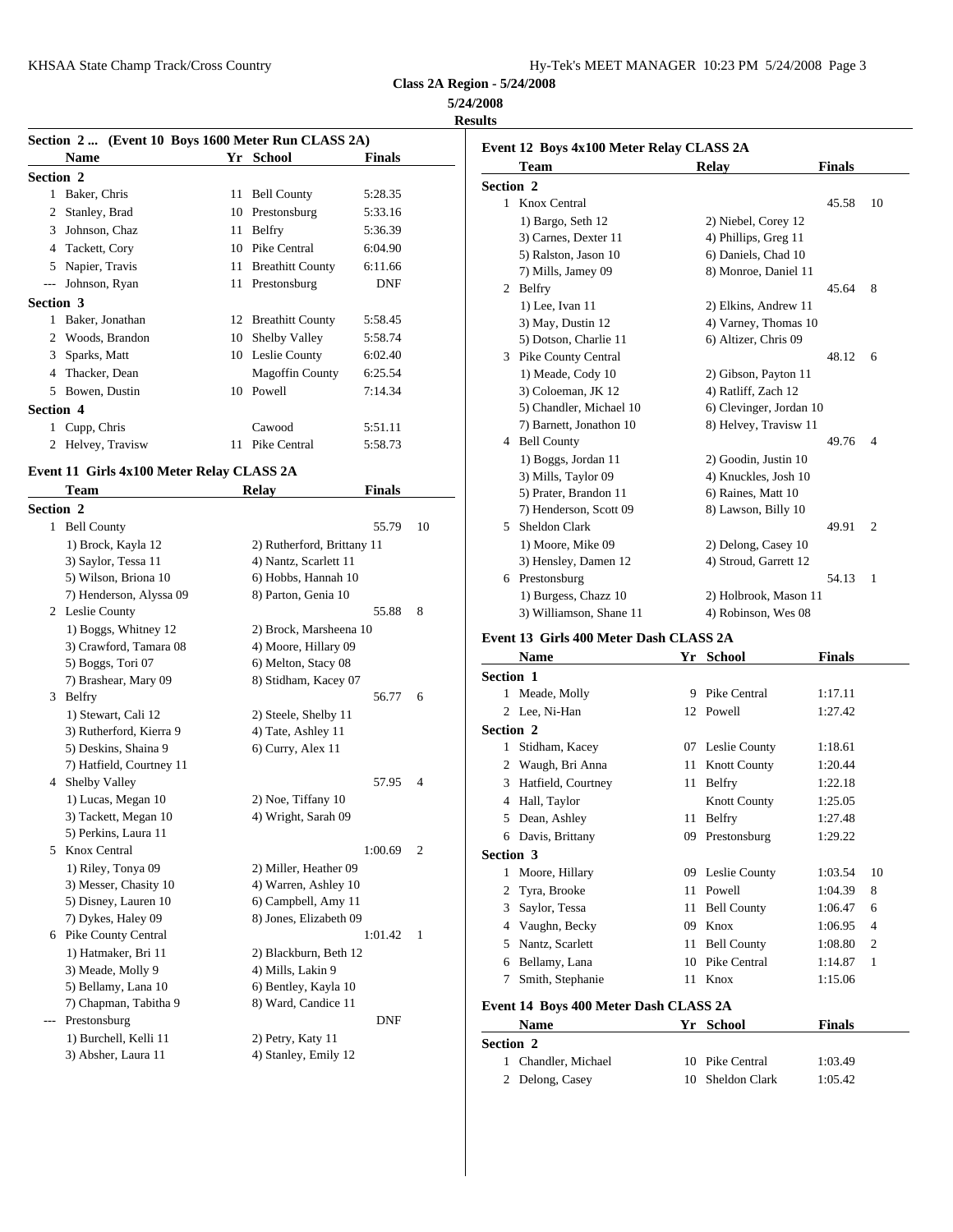**Class 2A Region - 5/24/2008**

**5/24/2008**

**Results**

### Section 2 ... (Event 10 Boys 1600 Meter Run CLASS 2A)

| | Name | Yr | School | Finals |
|---|---|---|---|---|
| **Section 2** | | | | |
| 1 | Baker, Chris | 11 | Bell County | 5:28.35 |
| 2 | Stanley, Brad | 10 | Prestonsburg | 5:33.16 |
| 3 | Johnson, Chaz | 11 | Belfry | 5:36.39 |
| 4 | Tackett, Cory | 10 | Pike Central | 6:04.90 |
| 5 | Napier, Travis | 11 | Breathitt County | 6:11.66 |
| --- | Johnson, Ryan | 11 | Prestonsburg | DNF |
| **Section 3** | | | | |
| 1 | Baker, Jonathan | 12 | Breathitt County | 5:58.45 |
| 2 | Woods, Brandon | 10 | Shelby Valley | 5:58.74 |
| 3 | Sparks, Matt | 10 | Leslie County | 6:02.40 |
| 4 | Thacker, Dean | | Magoffin County | 6:25.54 |
| 5 | Bowen, Dustin | 10 | Powell | 7:14.34 |
| **Section 4** | | | | |
| 1 | Cupp, Chris | | Cawood | 5:51.11 |
| 2 | Helvey, Travisw | 11 | Pike Central | 5:58.73 |

### Event 11 Girls 4x100 Meter Relay CLASS 2A

| | Team | Relay | Finals | |
|---|---|---|---|---|
| **Section 2** | | | | |
| 1 | Bell County | | 55.79 | 10 |
| | 1) Brock, Kayla 12 | 2) Rutherford, Brittany 11 | | |
| | 3) Saylor, Tessa 11 | 4) Nantz, Scarlett 11 | | |
| | 5) Wilson, Briona 10 | 6) Hobbs, Hannah 10 | | |
| | 7) Henderson, Alyssa 09 | 8) Parton, Genia 10 | | |
| 2 | Leslie County | | 55.88 | 8 |
| | 1) Boggs, Whitney 12 | 2) Brock, Marsheena 10 | | |
| | 3) Crawford, Tamara 08 | 4) Moore, Hillary 09 | | |
| | 5) Boggs, Tori 07 | 6) Melton, Stacy 08 | | |
| | 7) Brashear, Mary 09 | 8) Stidham, Kacey 07 | | |
| 3 | Belfry | | 56.77 | 6 |
| | 1) Stewart, Cali 12 | 2) Steele, Shelby 11 | | |
| | 3) Rutherford, Kierra 9 | 4) Tate, Ashley 11 | | |
| | 5) Deskins, Shaina 9 | 6) Curry, Alex 11 | | |
| | 7) Hatfield, Courtney 11 | | | |
| 4 | Shelby Valley | | 57.95 | 4 |
| | 1) Lucas, Megan 10 | 2) Noe, Tiffany 10 | | |
| | 3) Tackett, Megan 10 | 4) Wright, Sarah 09 | | |
| | 5) Perkins, Laura 11 | | | |
| 5 | Knox Central | | 1:00.69 | 2 |
| | 1) Riley, Tonya 09 | 2) Miller, Heather 09 | | |
| | 3) Messer, Chasity 10 | 4) Warren, Ashley 10 | | |
| | 5) Disney, Lauren 10 | 6) Campbell, Amy 11 | | |
| | 7) Dykes, Haley 09 | 8) Jones, Elizabeth 09 | | |
| 6 | Pike County Central | | 1:01.42 | 1 |
| | 1) Hatmaker, Bri 11 | 2) Blackburn, Beth 12 | | |
| | 3) Meade, Molly 9 | 4) Mills, Lakin 9 | | |
| | 5) Bellamy, Lana 10 | 6) Bentley, Kayla 10 | | |
| | 7) Chapman, Tabitha 9 | 8) Ward, Candice 11 | | |
| --- | Prestonsburg | | DNF | |
| | 1) Burchell, Kelli 11 | 2) Petry, Katy 11 | | |
| | 3) Absher, Laura 11 | 4) Stanley, Emily 12 | | |

### Event 12 Boys 4x100 Meter Relay CLASS 2A

| | Team | Relay | Finals | |
|---|---|---|---|---|
| **Section 2** | | | | |
| 1 | Knox Central | | 45.58 | 10 |
| | 1) Bargo, Seth 12 | 2) Niebel, Corey 12 | | |
| | 3) Carnes, Dexter 11 | 4) Phillips, Greg 11 | | |
| | 5) Ralston, Jason 10 | 6) Daniels, Chad 10 | | |
| | 7) Mills, Jamey 09 | 8) Monroe, Daniel 11 | | |
| 2 | Belfry | | 45.64 | 8 |
| | 1) Lee, Ivan 11 | 2) Elkins, Andrew 11 | | |
| | 3) May, Dustin 12 | 4) Varney, Thomas 10 | | |
| | 5) Dotson, Charlie 11 | 6) Altizer, Chris 09 | | |
| 3 | Pike County Central | | 48.12 | 6 |
| | 1) Meade, Cody 10 | 2) Gibson, Payton 11 | | |
| | 3) Coloeman, JK 12 | 4) Ratliff, Zach 12 | | |
| | 5) Chandler, Michael 10 | 6) Clevinger, Jordan 10 | | |
| | 7) Barnett, Jonathon 10 | 8) Helvey, Travisw 11 | | |
| 4 | Bell County | | 49.76 | 4 |
| | 1) Boggs, Jordan 11 | 2) Goodin, Justin 10 | | |
| | 3) Mills, Taylor 09 | 4) Knuckles, Josh 10 | | |
| | 5) Prater, Brandon 11 | 6) Raines, Matt 10 | | |
| | 7) Henderson, Scott 09 | 8) Lawson, Billy 10 | | |
| 5 | Sheldon Clark | | 49.91 | 2 |
| | 1) Moore, Mike 09 | 2) Delong, Casey 10 | | |
| | 3) Hensley, Damen 12 | 4) Stroud, Garrett 12 | | |
| 6 | Prestonsburg | | 54.13 | 1 |
| | 1) Burgess, Chazz 10 | 2) Holbrook, Mason 11 | | |
| | 3) Williamson, Shane 11 | 4) Robinson, Wes 08 | | |

### Event 13 Girls 400 Meter Dash CLASS 2A

| | Name | Yr | School | Finals | |
|---|---|---|---|---|---|
| **Section 1** | | | | | |
| 1 | Meade, Molly | 9 | Pike Central | 1:17.11 | |
| 2 | Lee, Ni-Han | 12 | Powell | 1:27.42 | |
| **Section 2** | | | | | |
| 1 | Stidham, Kacey | 07 | Leslie County | 1:18.61 | |
| 2 | Waugh, Bri Anna | 11 | Knott County | 1:20.44 | |
| 3 | Hatfield, Courtney | 11 | Belfry | 1:22.18 | |
| 4 | Hall, Taylor | | Knott County | 1:25.05 | |
| 5 | Dean, Ashley | 11 | Belfry | 1:27.48 | |
| 6 | Davis, Brittany | 09 | Prestonsburg | 1:29.22 | |
| **Section 3** | | | | | |
| 1 | Moore, Hillary | 09 | Leslie County | 1:03.54 | 10 |
| 2 | Tyra, Brooke | 11 | Powell | 1:04.39 | 8 |
| 3 | Saylor, Tessa | 11 | Bell County | 1:06.47 | 6 |
| 4 | Vaughn, Becky | 09 | Knox | 1:06.95 | 4 |
| 5 | Nantz, Scarlett | 11 | Bell County | 1:08.80 | 2 |
| 6 | Bellamy, Lana | 10 | Pike Central | 1:14.87 | 1 |
| 7 | Smith, Stephanie | 11 | Knox | 1:15.06 | |

### Event 14 Boys 400 Meter Dash CLASS 2A

| | Name | Yr | School | Finals |
|---|---|---|---|---|
| **Section 2** | | | | |
| 1 | Chandler, Michael | 10 | Pike Central | 1:03.49 |
| 2 | Delong, Casey | 10 | Sheldon Clark | 1:05.42 |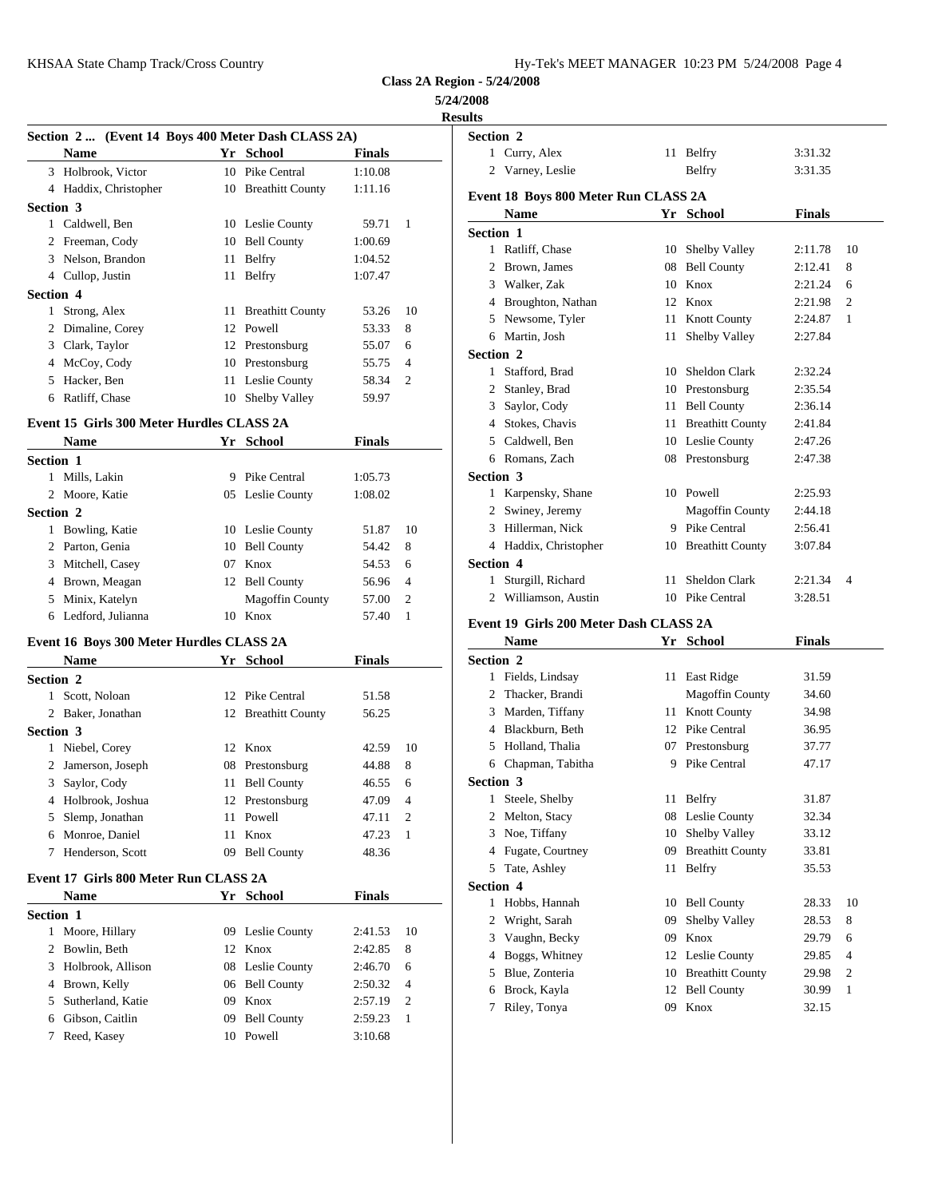**Class 2A Region - 5/24/2008**

**5/24/2008**

**Results**

### Section 2 ... (Event 14 Boys 400 Meter Dash CLASS 2A)

| | Name | Yr | School | Finals | |
|---|---|---|---|---|---|
| 3 | Holbrook, Victor | 10 | Pike Central | 1:10.08 | |
| 4 | Haddix, Christopher | 10 | Breathitt County | 1:11.16 | |
| **Section 3** | | | | | |
| 1 | Caldwell, Ben | 10 | Leslie County | 59.71 | 1 |
| 2 | Freeman, Cody | 10 | Bell County | 1:00.69 | |
| 3 | Nelson, Brandon | 11 | Belfry | 1:04.52 | |
| 4 | Cullop, Justin | 11 | Belfry | 1:07.47 | |
| **Section 4** | | | | | |
| 1 | Strong, Alex | 11 | Breathitt County | 53.26 | 10 |
| 2 | Dimaline, Corey | 12 | Powell | 53.33 | 8 |
| 3 | Clark, Taylor | 12 | Prestonsburg | 55.07 | 6 |
| 4 | McCoy, Cody | 10 | Prestonsburg | 55.75 | 4 |
| 5 | Hacker, Ben | 11 | Leslie County | 58.34 | 2 |
| 6 | Ratliff, Chase | 10 | Shelby Valley | 59.97 | |

### Event 15 Girls 300 Meter Hurdles CLASS 2A

| | Name | Yr | School | Finals | |
|---|---|---|---|---|---|
| **Section 1** | | | | | |
| 1 | Mills, Lakin | 9 | Pike Central | 1:05.73 | |
| 2 | Moore, Katie | 05 | Leslie County | 1:08.02 | |
| **Section 2** | | | | | |
| 1 | Bowling, Katie | 10 | Leslie County | 51.87 | 10 |
| 2 | Parton, Genia | 10 | Bell County | 54.42 | 8 |
| 3 | Mitchell, Casey | 07 | Knox | 54.53 | 6 |
| 4 | Brown, Meagan | 12 | Bell County | 56.96 | 4 |
| 5 | Minix, Katelyn | | Magoffin County | 57.00 | 2 |
| 6 | Ledford, Julianna | 10 | Knox | 57.40 | 1 |

### Event 16 Boys 300 Meter Hurdles CLASS 2A

| | Name | Yr | School | Finals | |
|---|---|---|---|---|---|
| **Section 2** | | | | | |
| 1 | Scott, Noloan | 12 | Pike Central | 51.58 | |
| 2 | Baker, Jonathan | 12 | Breathitt County | 56.25 | |
| **Section 3** | | | | | |
| 1 | Niebel, Corey | 12 | Knox | 42.59 | 10 |
| 2 | Jamerson, Joseph | 08 | Prestonsburg | 44.88 | 8 |
| 3 | Saylor, Cody | 11 | Bell County | 46.55 | 6 |
| 4 | Holbrook, Joshua | 12 | Prestonsburg | 47.09 | 4 |
| 5 | Slemp, Jonathan | 11 | Powell | 47.11 | 2 |
| 6 | Monroe, Daniel | 11 | Knox | 47.23 | 1 |
| 7 | Henderson, Scott | 09 | Bell County | 48.36 | |

### Event 17 Girls 800 Meter Run CLASS 2A

| | Name | Yr | School | Finals | |
|---|---|---|---|---|---|
| **Section 1** | | | | | |
| 1 | Moore, Hillary | 09 | Leslie County | 2:41.53 | 10 |
| 2 | Bowlin, Beth | 12 | Knox | 2:42.85 | 8 |
| 3 | Holbrook, Allison | 08 | Leslie County | 2:46.70 | 6 |
| 4 | Brown, Kelly | 06 | Bell County | 2:50.32 | 4 |
| 5 | Sutherland, Katie | 09 | Knox | 2:57.19 | 2 |
| 6 | Gibson, Caitlin | 09 | Bell County | 2:59.23 | 1 |
| 7 | Reed, Kasey | 10 | Powell | 3:10.68 | |
| **Section 2** | | | | | |
| 1 | Curry, Alex | 11 | Belfry | 3:31.32 | |
| 2 | Varney, Leslie | | Belfry | 3:31.35 | |

### Event 18 Boys 800 Meter Run CLASS 2A

| | Name | Yr | School | Finals | |
|---|---|---|---|---|---|
| **Section 1** | | | | | |
| 1 | Ratliff, Chase | 10 | Shelby Valley | 2:11.78 | 10 |
| 2 | Brown, James | 08 | Bell County | 2:12.41 | 8 |
| 3 | Walker, Zak | 10 | Knox | 2:21.24 | 6 |
| 4 | Broughton, Nathan | 12 | Knox | 2:21.98 | 2 |
| 5 | Newsome, Tyler | 11 | Knott County | 2:24.87 | 1 |
| 6 | Martin, Josh | 11 | Shelby Valley | 2:27.84 | |
| **Section 2** | | | | | |
| 1 | Stafford, Brad | 10 | Sheldon Clark | 2:32.24 | |
| 2 | Stanley, Brad | 10 | Prestonsburg | 2:35.54 | |
| 3 | Saylor, Cody | 11 | Bell County | 2:36.14 | |
| 4 | Stokes, Chavis | 11 | Breathitt County | 2:41.84 | |
| 5 | Caldwell, Ben | 10 | Leslie County | 2:47.26 | |
| 6 | Romans, Zach | 08 | Prestonsburg | 2:47.38 | |
| **Section 3** | | | | | |
| 1 | Karpensky, Shane | 10 | Powell | 2:25.93 | |
| 2 | Swiney, Jeremy | | Magoffin County | 2:44.18 | |
| 3 | Hillerman, Nick | 9 | Pike Central | 2:56.41 | |
| 4 | Haddix, Christopher | 10 | Breathitt County | 3:07.84 | |
| **Section 4** | | | | | |
| 1 | Sturgill, Richard | 11 | Sheldon Clark | 2:21.34 | 4 |
| 2 | Williamson, Austin | 10 | Pike Central | 3:28.51 | |

### Event 19 Girls 200 Meter Dash CLASS 2A

| | Name | Yr | School | Finals | |
|---|---|---|---|---|---|
| **Section 2** | | | | | |
| 1 | Fields, Lindsay | 11 | East Ridge | 31.59 | |
| 2 | Thacker, Brandi | | Magoffin County | 34.60 | |
| 3 | Marden, Tiffany | 11 | Knott County | 34.98 | |
| 4 | Blackburn, Beth | 12 | Pike Central | 36.95 | |
| 5 | Holland, Thalia | 07 | Prestonsburg | 37.77 | |
| 6 | Chapman, Tabitha | 9 | Pike Central | 47.17 | |
| **Section 3** | | | | | |
| 1 | Steele, Shelby | 11 | Belfry | 31.87 | |
| 2 | Melton, Stacy | 08 | Leslie County | 32.34 | |
| 3 | Noe, Tiffany | 10 | Shelby Valley | 33.12 | |
| 4 | Fugate, Courtney | 09 | Breathitt County | 33.81 | |
| 5 | Tate, Ashley | 11 | Belfry | 35.53 | |
| **Section 4** | | | | | |
| 1 | Hobbs, Hannah | 10 | Bell County | 28.33 | 10 |
| 2 | Wright, Sarah | 09 | Shelby Valley | 28.53 | 8 |
| 3 | Vaughn, Becky | 09 | Knox | 29.79 | 6 |
| 4 | Boggs, Whitney | 12 | Leslie County | 29.85 | 4 |
| 5 | Blue, Zonteria | 10 | Breathitt County | 29.98 | 2 |
| 6 | Brock, Kayla | 12 | Bell County | 30.99 | 1 |
| 7 | Riley, Tonya | 09 | Knox | 32.15 | |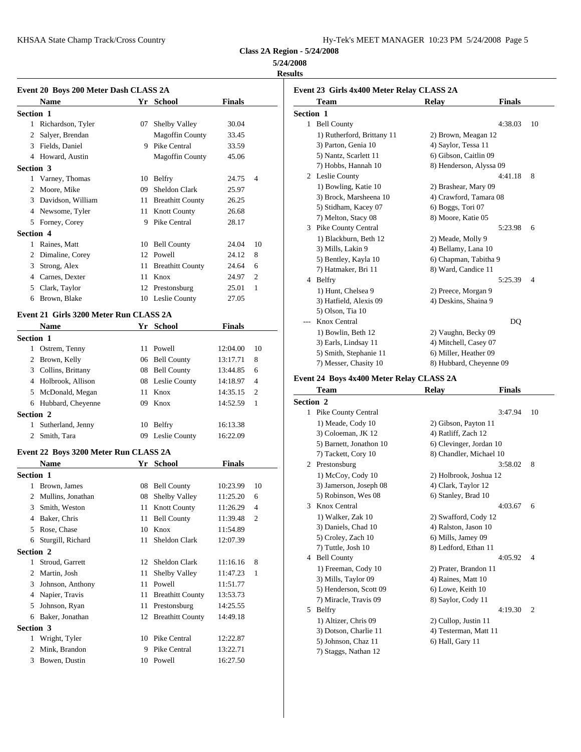**Class 2A Region - 5/24/2008**

**5/24/2008**

**Results**

### Event 20 Boys 200 Meter Dash CLASS 2A

| | Name | Yr | School | Finals | |
|---|---|---|---|---|---|
| **Section 1** | | | | | |
| 1 | Richardson, Tyler | 07 | Shelby Valley | 30.04 | |
| 2 | Salyer, Brendan | | Magoffin County | 33.45 | |
| 3 | Fields, Daniel | 9 | Pike Central | 33.59 | |
| 4 | Howard, Austin | | Magoffin County | 45.06 | |
| **Section 3** | | | | | |
| 1 | Varney, Thomas | 10 | Belfry | 24.75 | 4 |
| 2 | Moore, Mike | 09 | Sheldon Clark | 25.97 | |
| 3 | Davidson, William | 11 | Breathitt County | 26.25 | |
| 4 | Newsome, Tyler | 11 | Knott County | 26.68 | |
| 5 | Forney, Corey | 9 | Pike Central | 28.17 | |
| **Section 4** | | | | | |
| 1 | Raines, Matt | 10 | Bell County | 24.04 | 10 |
| 2 | Dimaline, Corey | 12 | Powell | 24.12 | 8 |
| 3 | Strong, Alex | 11 | Breathitt County | 24.64 | 6 |
| 4 | Carnes, Dexter | 11 | Knox | 24.97 | 2 |
| 5 | Clark, Taylor | 12 | Prestonsburg | 25.01 | 1 |
| 6 | Brown, Blake | 10 | Leslie County | 27.05 | |

### Event 21 Girls 3200 Meter Run CLASS 2A

| | Name | Yr | School | Finals | |
|---|---|---|---|---|---|
| **Section 1** | | | | | |
| 1 | Ostrem, Tenny | 11 | Powell | 12:04.00 | 10 |
| 2 | Brown, Kelly | 06 | Bell County | 13:17.71 | 8 |
| 3 | Collins, Brittany | 08 | Bell County | 13:44.85 | 6 |
| 4 | Holbrook, Allison | 08 | Leslie County | 14:18.97 | 4 |
| 5 | McDonald, Megan | 11 | Knox | 14:35.15 | 2 |
| 6 | Hubbard, Cheyenne | 09 | Knox | 14:52.59 | 1 |
| **Section 2** | | | | | |
| 1 | Sutherland, Jenny | 10 | Belfry | 16:13.38 | |
| 2 | Smith, Tara | 09 | Leslie County | 16:22.09 | |

### Event 22 Boys 3200 Meter Run CLASS 2A

| | Name | Yr | School | Finals | |
|---|---|---|---|---|---|
| **Section 1** | | | | | |
| 1 | Brown, James | 08 | Bell County | 10:23.99 | 10 |
| 2 | Mullins, Jonathan | 08 | Shelby Valley | 11:25.20 | 6 |
| 3 | Smith, Weston | 11 | Knott County | 11:26.29 | 4 |
| 4 | Baker, Chris | 11 | Bell County | 11:39.48 | 2 |
| 5 | Rose, Chase | 10 | Knox | 11:54.89 | |
| 6 | Sturgill, Richard | 11 | Sheldon Clark | 12:07.39 | |
| **Section 2** | | | | | |
| 1 | Stroud, Garrett | 12 | Sheldon Clark | 11:16.16 | 8 |
| 2 | Martin, Josh | 11 | Shelby Valley | 11:47.23 | 1 |
| 3 | Johnson, Anthony | 11 | Powell | 11:51.77 | |
| 4 | Napier, Travis | 11 | Breathitt County | 13:53.73 | |
| 5 | Johnson, Ryan | 11 | Prestonsburg | 14:25.55 | |
| 6 | Baker, Jonathan | 12 | Breathitt County | 14:49.18 | |
| **Section 3** | | | | | |
| 1 | Wright, Tyler | 10 | Pike Central | 12:22.87 | |
| 2 | Mink, Brandon | 9 | Pike Central | 13:22.71 | |
| 3 | Bowen, Dustin | 10 | Powell | 16:27.50 | |

### Event 23 Girls 4x400 Meter Relay CLASS 2A

| | Team | Relay | Finals | |
|---|---|---|---|---|
| **Section 1** | | | | |
| 1 | Bell County | | 4:38.03 | 10 |
| | 1) Rutherford, Brittany 11 | 2) Brown, Meagan 12 | | |
| | 3) Parton, Genia 10 | 4) Saylor, Tessa 11 | | |
| | 5) Nantz, Scarlett 11 | 6) Gibson, Caitlin 09 | | |
| | 7) Hobbs, Hannah 10 | 8) Henderson, Alyssa 09 | | |
| 2 | Leslie County | | 4:41.18 | 8 |
| | 1) Bowling, Katie 10 | 2) Brashear, Mary 09 | | |
| | 3) Brock, Marsheena 10 | 4) Crawford, Tamara 08 | | |
| | 5) Stidham, Kacey 07 | 6) Boggs, Tori 07 | | |
| | 7) Melton, Stacy 08 | 8) Moore, Katie 05 | | |
| 3 | Pike County Central | | 5:23.98 | 6 |
| | 1) Blackburn, Beth 12 | 2) Meade, Molly 9 | | |
| | 3) Mills, Lakin 9 | 4) Bellamy, Lana 10 | | |
| | 5) Bentley, Kayla 10 | 6) Chapman, Tabitha 9 | | |
| | 7) Hatmaker, Bri 11 | 8) Ward, Candice 11 | | |
| 4 | Belfry | | 5:25.39 | 4 |
| | 1) Hunt, Chelsea 9 | 2) Preece, Morgan 9 | | |
| | 3) Hatfield, Alexis 09 | 4) Deskins, Shaina 9 | | |
| | 5) Olson, Tia 10 | | | |
| --- | Knox Central | | DQ | |
| | 1) Bowlin, Beth 12 | 2) Vaughn, Becky 09 | | |
| | 3) Earls, Lindsay 11 | 4) Mitchell, Casey 07 | | |
| | 5) Smith, Stephanie 11 | 6) Miller, Heather 09 | | |
| | 7) Messer, Chasity 10 | 8) Hubbard, Cheyenne 09 | | |

### Event 24 Boys 4x400 Meter Relay CLASS 2A

| | Team | Relay | Finals | |
|---|---|---|---|---|
| **Section 2** | | | | |
| 1 | Pike County Central | | 3:47.94 | 10 |
| | 1) Meade, Cody 10 | 2) Gibson, Payton 11 | | |
| | 3) Coloeman, JK 12 | 4) Ratliff, Zach 12 | | |
| | 5) Barnett, Jonathon 10 | 6) Clevinger, Jordan 10 | | |
| | 7) Tackett, Cory 10 | 8) Chandler, Michael 10 | | |
| 2 | Prestonsburg | | 3:58.02 | 8 |
| | 1) McCoy, Cody 10 | 2) Holbrook, Joshua 12 | | |
| | 3) Jamerson, Joseph 08 | 4) Clark, Taylor 12 | | |
| | 5) Robinson, Wes 08 | 6) Stanley, Brad 10 | | |
| 3 | Knox Central | | 4:03.67 | 6 |
| | 1) Walker, Zak 10 | 2) Swafford, Cody 12 | | |
| | 3) Daniels, Chad 10 | 4) Ralston, Jason 10 | | |
| | 5) Croley, Zach 10 | 6) Mills, Jamey 09 | | |
| | 7) Tuttle, Josh 10 | 8) Ledford, Ethan 11 | | |
| 4 | Bell County | | 4:05.92 | 4 |
| | 1) Freeman, Cody 10 | 2) Prater, Brandon 11 | | |
| | 3) Mills, Taylor 09 | 4) Raines, Matt 10 | | |
| | 5) Henderson, Scott 09 | 6) Lowe, Keith 10 | | |
| | 7) Miracle, Travis 09 | 8) Saylor, Cody 11 | | |
| 5 | Belfry | | 4:19.30 | 2 |
| | 1) Altizer, Chris 09 | 2) Cullop, Justin 11 | | |
| | 3) Dotson, Charlie 11 | 4) Testerman, Matt 11 | | |
| | 5) Johnson, Chaz 11 | 6) Hall, Gary 11 | | |
| | 7) Staggs, Nathan 12 | | | |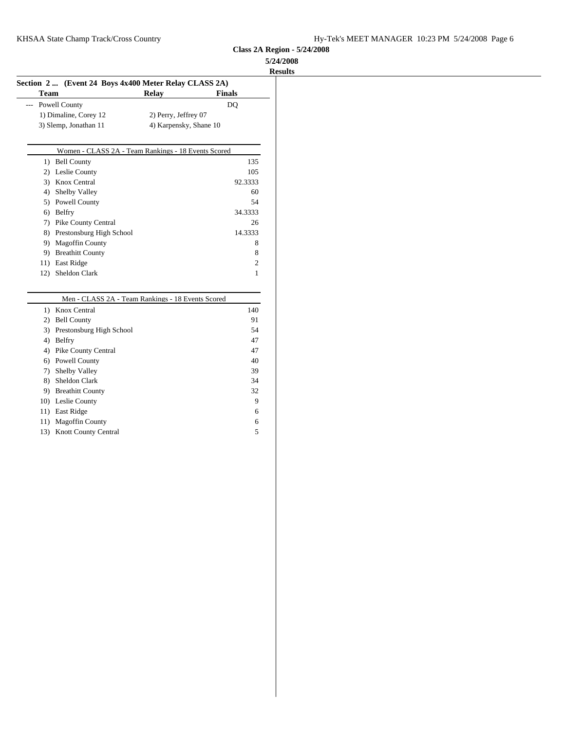**Class 2A Region - 5/24/2008**

**5/24/2008**

**Results**

**Section 2 ... (Event 24 Boys 4x400 Meter Relay CLASS 2A)**

| Team | Relay | Finals |
| --- | --- | --- |
| --- Powell County | | DQ |
| 1) Dimaline, Corey 12 | 2) Perry, Jeffrey 07 | |
| 3) Slemp, Jonathan 11 | 4) Karpensky, Shane 10 | |

Women - CLASS 2A - Team Rankings - 18 Events Scored

| | | |
| --- | --- | --- |
| 1) | Bell County | 135 |
| 2) | Leslie County | 105 |
| 3) | Knox Central | 92.3333 |
| 4) | Shelby Valley | 60 |
| 5) | Powell County | 54 |
| 6) | Belfry | 34.3333 |
| 7) | Pike County Central | 26 |
| 8) | Prestonsburg High School | 14.3333 |
| 9) | Magoffin County | 8 |
| 9) | Breathitt County | 8 |
| 11) | East Ridge | 2 |
| 12) | Sheldon Clark | 1 |

Men - CLASS 2A - Team Rankings - 18 Events Scored

| | | |
| --- | --- | --- |
| 1) | Knox Central | 140 |
| 2) | Bell County | 91 |
| 3) | Prestonsburg High School | 54 |
| 4) | Belfry | 47 |
| 4) | Pike County Central | 47 |
| 6) | Powell County | 40 |
| 7) | Shelby Valley | 39 |
| 8) | Sheldon Clark | 34 |
| 9) | Breathitt County | 32 |
| 10) | Leslie County | 9 |
| 11) | East Ridge | 6 |
| 11) | Magoffin County | 6 |
| 13) | Knott County Central | 5 |